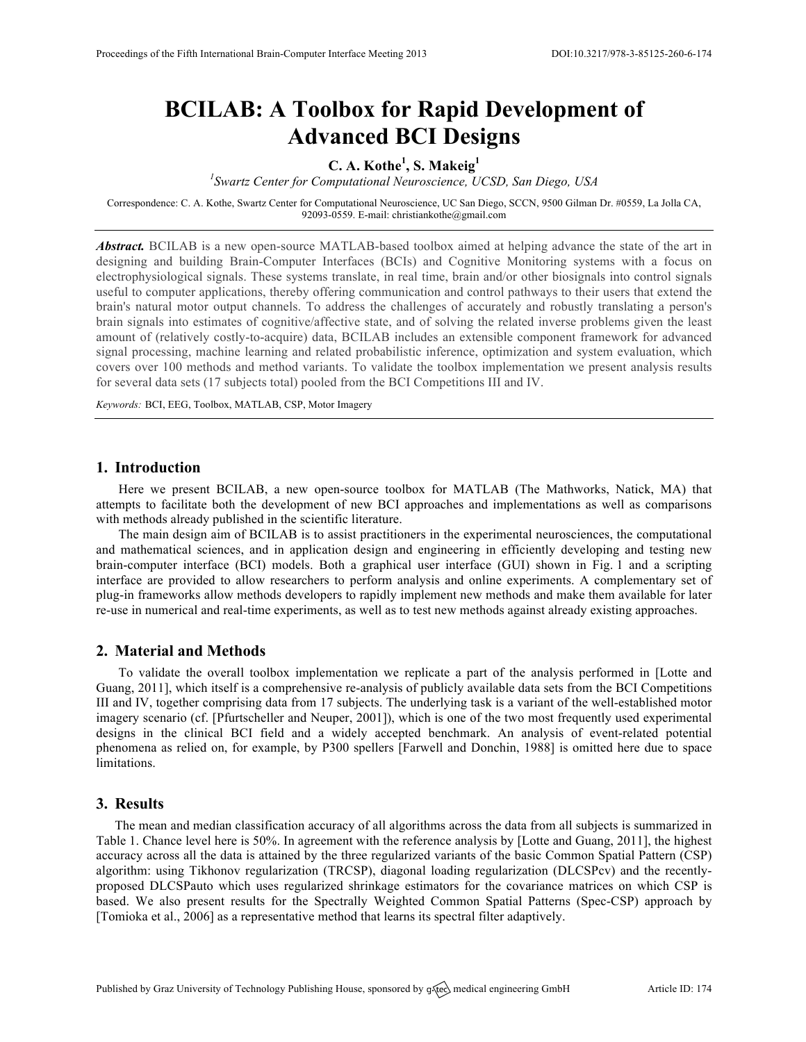# BCILAB: A Toolbox for Rapid Development of Advanced BCI Designs

**C. A. Kothe[1], S. Makeig[1]**

[1]*Swartz Center for Computational Neuroscience, UCSD, San Diego, USA*

Correspondence: C. A. Kothe, Swartz Center for Computational Neuroscience, UC San Diego, SCCN, 9500 Gilman Dr. #0559, La Jolla CA, 92093-0559. E-mail: christiankothe@gmail.com

***Abstract.*** BCILAB is a new open-source MATLAB-based toolbox aimed at helping advance the state of the art in designing and building Brain-Computer Interfaces (BCIs) and Cognitive Monitoring systems with a focus on electrophysiological signals. These systems translate, in real time, brain and/or other biosignals into control signals useful to computer applications, thereby offering communication and control pathways to their users that extend the brain's natural motor output channels. To address the challenges of accurately and robustly translating a person's brain signals into estimates of cognitive/affective state, and of solving the related inverse problems given the least amount of (relatively costly-to-acquire) data, BCILAB includes an extensible component framework for advanced signal processing, machine learning and related probabilistic inference, optimization and system evaluation, which covers over 100 methods and method variants. To validate the toolbox implementation we present analysis results for several data sets (17 subjects total) pooled from the BCI Competitions III and IV.

*Keywords:* BCI, EEG, Toolbox, MATLAB, CSP, Motor Imagery

## 1. Introduction

Here we present BCILAB, a new open-source toolbox for MATLAB (The Mathworks, Natick, MA) that attempts to facilitate both the development of new BCI approaches and implementations as well as comparisons with methods already published in the scientific literature.

The main design aim of BCILAB is to assist practitioners in the experimental neurosciences, the computational and mathematical sciences, and in application design and engineering in efficiently developing and testing new brain-computer interface (BCI) models. Both a graphical user interface (GUI) shown in Fig. 1 and a scripting interface are provided to allow researchers to perform analysis and online experiments. A complementary set of plug-in frameworks allow methods developers to rapidly implement new methods and make them available for later re-use in numerical and real-time experiments, as well as to test new methods against already existing approaches.

## 2. Material and Methods

To validate the overall toolbox implementation we replicate a part of the analysis performed in [Lotte and Guang, 2011], which itself is a comprehensive re-analysis of publicly available data sets from the BCI Competitions III and IV, together comprising data from 17 subjects. The underlying task is a variant of the well-established motor imagery scenario (cf. [Pfurtscheller and Neuper, 2001]), which is one of the two most frequently used experimental designs in the clinical BCI field and a widely accepted benchmark. An analysis of event-related potential phenomena as relied on, for example, by P300 spellers [Farwell and Donchin, 1988] is omitted here due to space limitations.

## 3. Results

The mean and median classification accuracy of all algorithms across the data from all subjects is summarized in Table 1. Chance level here is 50%. In agreement with the reference analysis by [Lotte and Guang, 2011], the highest accuracy across all the data is attained by the three regularized variants of the basic Common Spatial Pattern (CSP) algorithm: using Tikhonov regularization (TRCSP), diagonal loading regularization (DLCSPcv) and the recently-proposed DLCSPauto which uses regularized shrinkage estimators for the covariance matrices on which CSP is based. We also present results for the Spectrally Weighted Common Spatial Patterns (Spec-CSP) approach by [Tomioka et al., 2006] as a representative method that learns its spectral filter adaptively.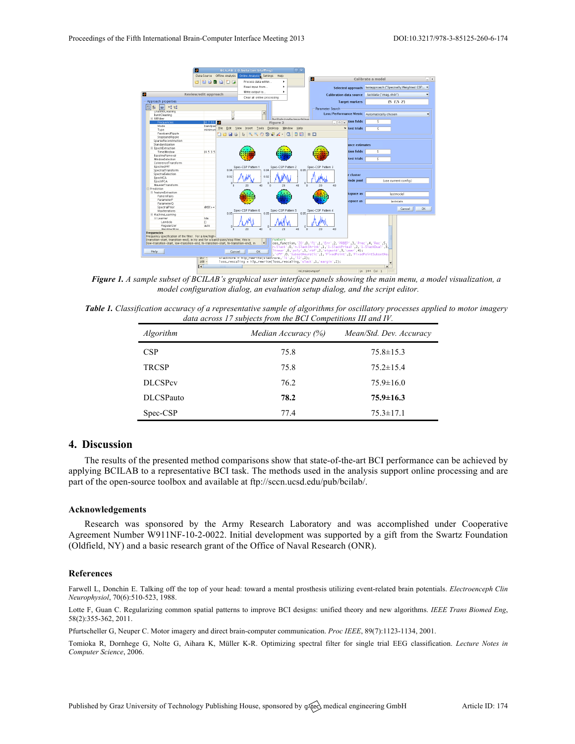*Figure 1. A sample subset of BCILAB's graphical user interface panels showing the main menu, a model visualization, a model configuration dialog, an evaluation setup dialog, and the script editor.*

*Table 1. Classification accuracy of a representative sample of algorithms for oscillatory processes applied to motor imagery data across 17 subjects from the BCI Competitions III and IV.*

| *Algorithm* | *Median Accuracy (%)* | *Mean/Std. Dev. Accuracy* |
|---|---|---|
| CSP | 75.8 | 75.8±15.3 |
| TRCSP | 75.8 | 75.2±15.4 |
| DLCSPcv | 76.2 | 75.9±16.0 |
| DLCSPauto | **78.2** | **75.9±16.3** |
| Spec-CSP | 77.4 | 75.3±17.1 |

## 4. Discussion

The results of the presented method comparisons show that state-of-the-art BCI performance can be achieved by applying BCILAB to a representative BCI task. The methods used in the analysis support online processing and are part of the open-source toolbox and available at ftp://sccn.ucsd.edu/pub/bcilab/.

### Acknowledgements

Research was sponsored by the Army Research Laboratory and was accomplished under Cooperative Agreement Number W911NF-10-2-0022. Initial development was supported by a gift from the Swartz Foundation (Oldfield, NY) and a basic research grant of the Office of Naval Research (ONR).

### References

Farwell L, Donchin E. Talking off the top of your head: toward a mental prosthesis utilizing event-related brain potentials. *Electroenceph Clin Neurophysiol*, 70(6):510-523, 1988.

Lotte F, Guan C. Regularizing common spatial patterns to improve BCI designs: unified theory and new algorithms. *IEEE Trans Biomed Eng*, 58(2):355-362, 2011.

Pfurtscheller G, Neuper C. Motor imagery and direct brain-computer communication. *Proc IEEE*, 89(7):1123-1134, 2001.

Tomioka R, Dornhege G, Nolte G, Aihara K, Müller K-R. Optimizing spectral filter for single trial EEG classification. *Lecture Notes in Computer Science*, 2006.